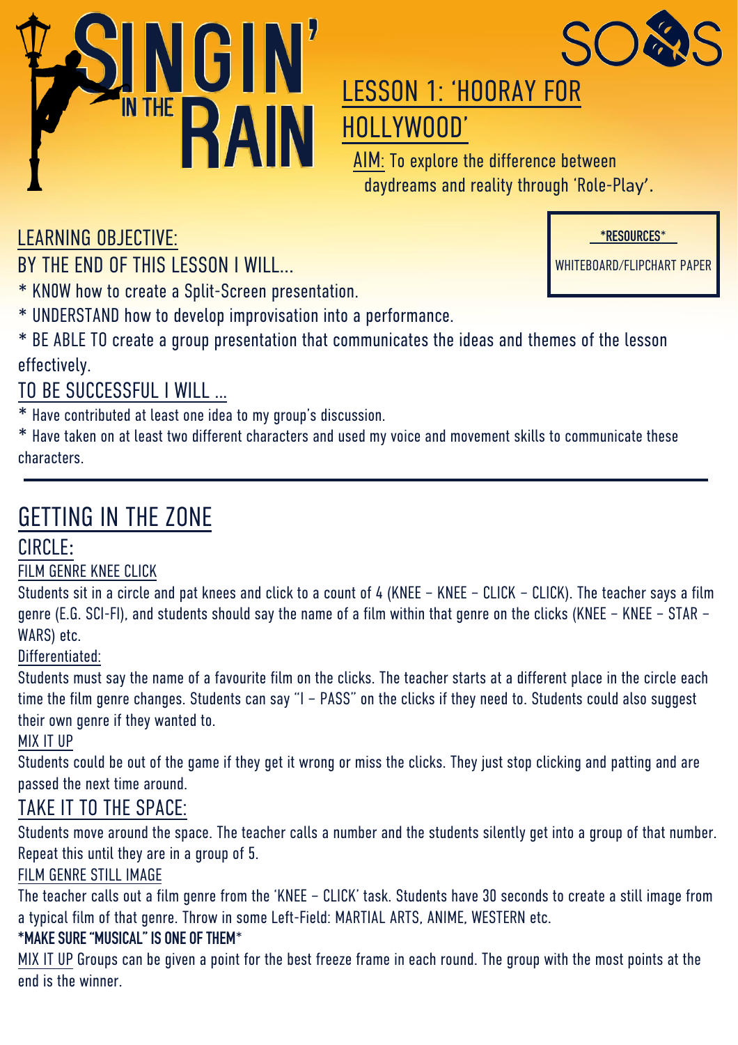# SINGIN' IN THE RAIN

SOS

## LESSON 1: 'HOORAY FOR HOLLYWOOD'

AIM: To explore the difference between daydreams and reality through 'Role-Play'.

**\*RESOURCES\***

WHITEBOARD/FLIPCHART PAPER

### LEARNING OBJECTIVE:

BY THE END OF THIS LESSON I WILL...

* KNOW how to create a Split-Screen presentation.
* UNDERSTAND how to develop improvisation into a performance.
* BE ABLE TO create a group presentation that communicates the ideas and themes of the lesson effectively.

### TO BE SUCCESSFUL I WILL ...

* Have contributed at least one idea to my group's discussion.
* Have taken on at least two different characters and used my voice and movement skills to communicate these characters.

---

## GETTING IN THE ZONE

### CIRCLE:

FILM GENRE KNEE CLICK

Students sit in a circle and pat knees and click to a count of 4 (KNEE – KNEE – CLICK – CLICK). The teacher says a film genre (E.G. SCI-FI), and students should say the name of a film within that genre on the clicks (KNEE – KNEE – STAR – WARS) etc.

Differentiated:

Students must say the name of a favourite film on the clicks. The teacher starts at a different place in the circle each time the film genre changes. Students can say "I – PASS" on the clicks if they need to. Students could also suggest their own genre if they wanted to.

MIX IT UP

Students could be out of the game if they get it wrong or miss the clicks. They just stop clicking and patting and are passed the next time around.

### TAKE IT TO THE SPACE:

Students move around the space. The teacher calls a number and the students silently get into a group of that number. Repeat this until they are in a group of 5.

FILM GENRE STILL IMAGE

The teacher calls out a film genre from the 'KNEE – CLICK' task. Students have 30 seconds to create a still image from a typical film of that genre. Throw in some Left-Field: MARTIAL ARTS, ANIME, WESTERN etc.

**\*MAKE SURE "MUSICAL" IS ONE OF THEM\***

MIX IT UP Groups can be given a point for the best freeze frame in each round. The group with the most points at the end is the winner.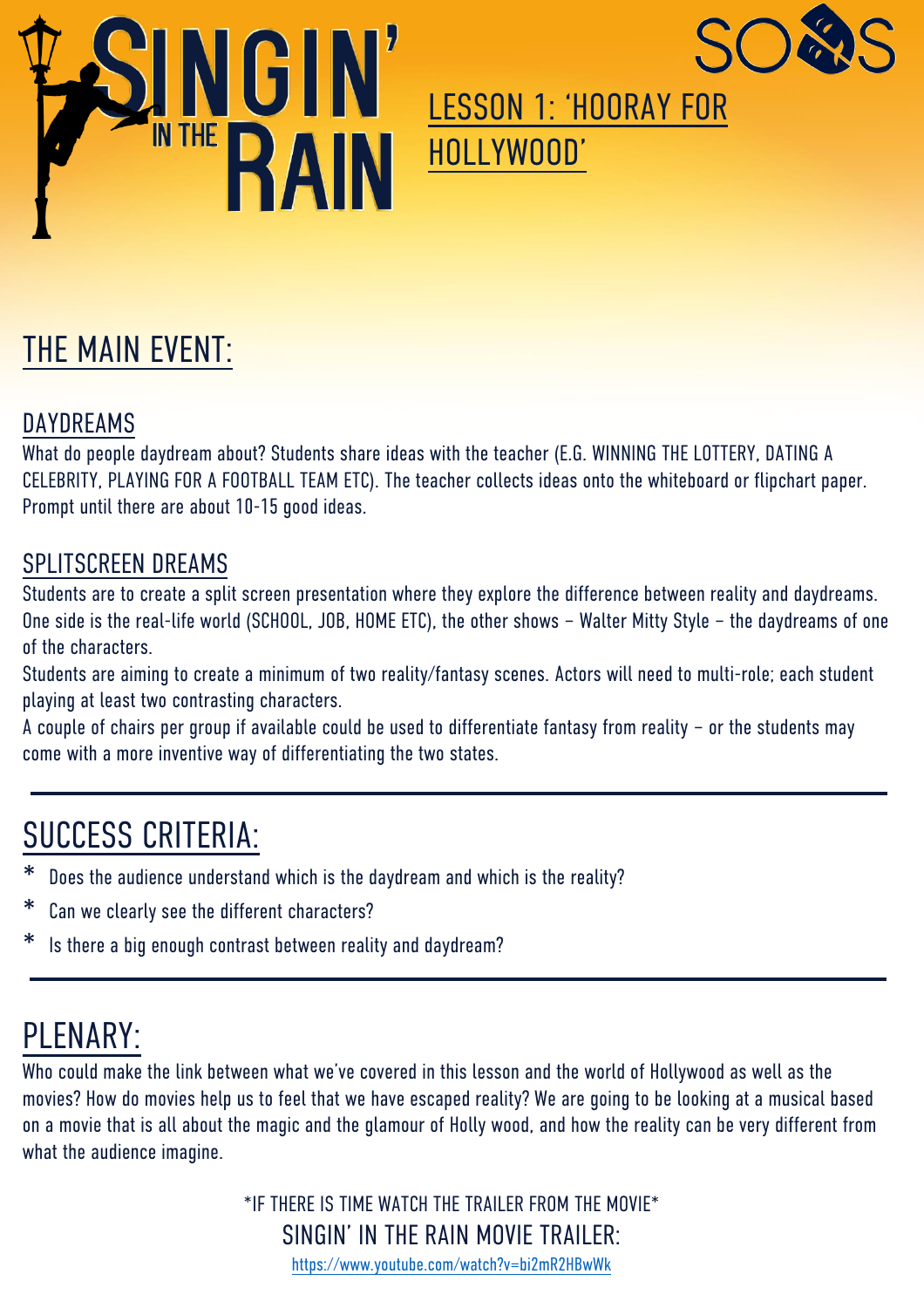# SINGIN' IN THE RAIN

## LESSON 1: 'HOORAY FOR HOLLYWOOD'

SOS

## THE MAIN EVENT:

### DAYDREAMS

What do people daydream about? Students share ideas with the teacher (E.G. WINNING THE LOTTERY, DATING A CELEBRITY, PLAYING FOR A FOOTBALL TEAM ETC). The teacher collects ideas onto the whiteboard or flipchart paper. Prompt until there are about 10-15 good ideas.

### SPLITSCREEN DREAMS

Students are to create a split screen presentation where they explore the difference between reality and daydreams. One side is the real-life world (SCHOOL, JOB, HOME ETC), the other shows – Walter Mitty Style – the daydreams of one of the characters.

Students are aiming to create a minimum of two reality/fantasy scenes. Actors will need to multi-role; each student playing at least two contrasting characters.

A couple of chairs per group if available could be used to differentiate fantasy from reality – or the students may come with a more inventive way of differentiating the two states.

## SUCCESS CRITERIA:

* Does the audience understand which is the daydream and which is the reality?
* Can we clearly see the different characters?
* Is there a big enough contrast between reality and daydream?

## PLENARY:

Who could make the link between what we've covered in this lesson and the world of Hollywood as well as the movies? How do movies help us to feel that we have escaped reality? We are going to be looking at a musical based on a movie that is all about the magic and the glamour of Holly wood, and how the reality can be very different from what the audience imagine.

*IF THERE IS TIME WATCH THE TRAILER FROM THE MOVIE*

SINGIN' IN THE RAIN MOVIE TRAILER:

https://www.youtube.com/watch?v=bi2mR2HBwWk